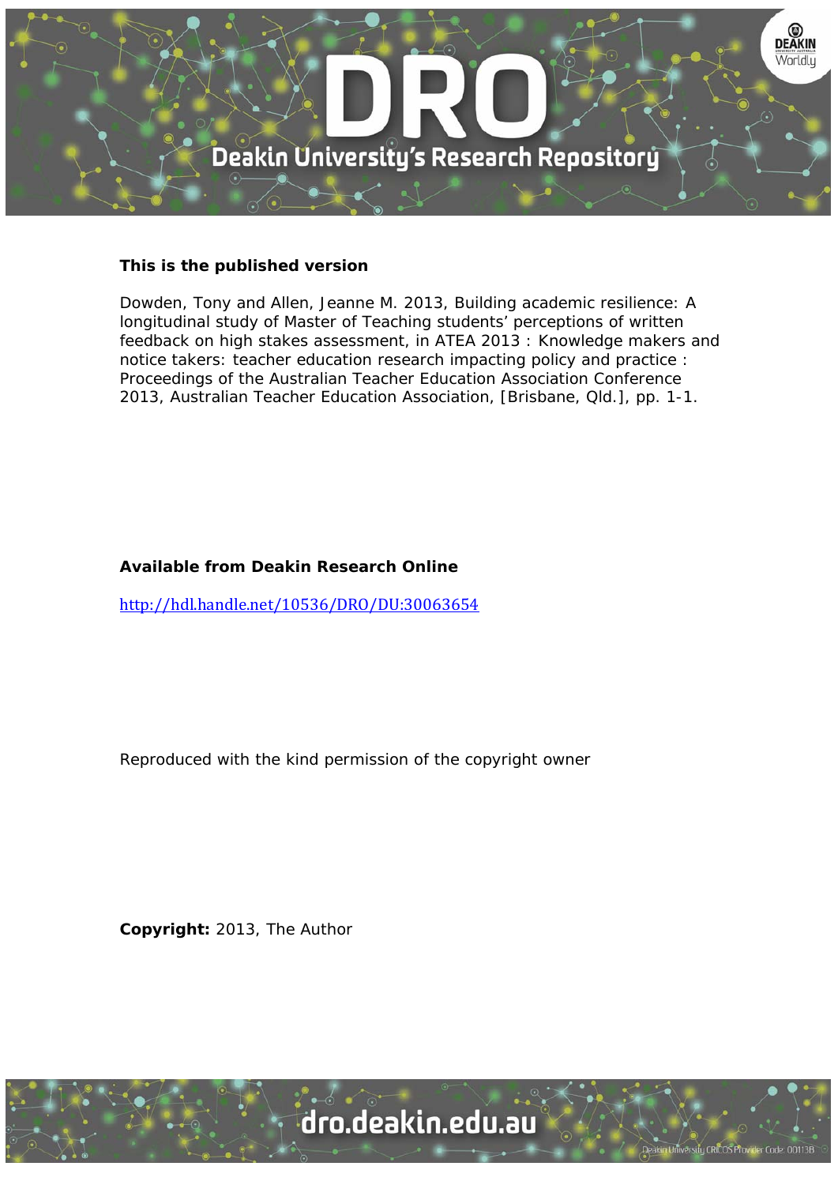**This is the published version**

Dowden, Tony and Allen, Jeanne M. 2013, Building academic resilience: A longitudinal study of Master of Teaching students' perceptions of written feedback on high stakes assessment, in ATEA 2013 : Knowledge makers and notice takers: teacher education research impacting policy and practice : Proceedings of the Australian Teacher Education Association Conference 2013, Australian Teacher Education Association, [Brisbane, Qld.], pp. 1-1.

**Available from Deakin Research Online**

http://hdl.handle.net/10536/DRO/DU:30063654

Reproduced with the kind permission of the copyright owner

**Copyright:** 2013, The Author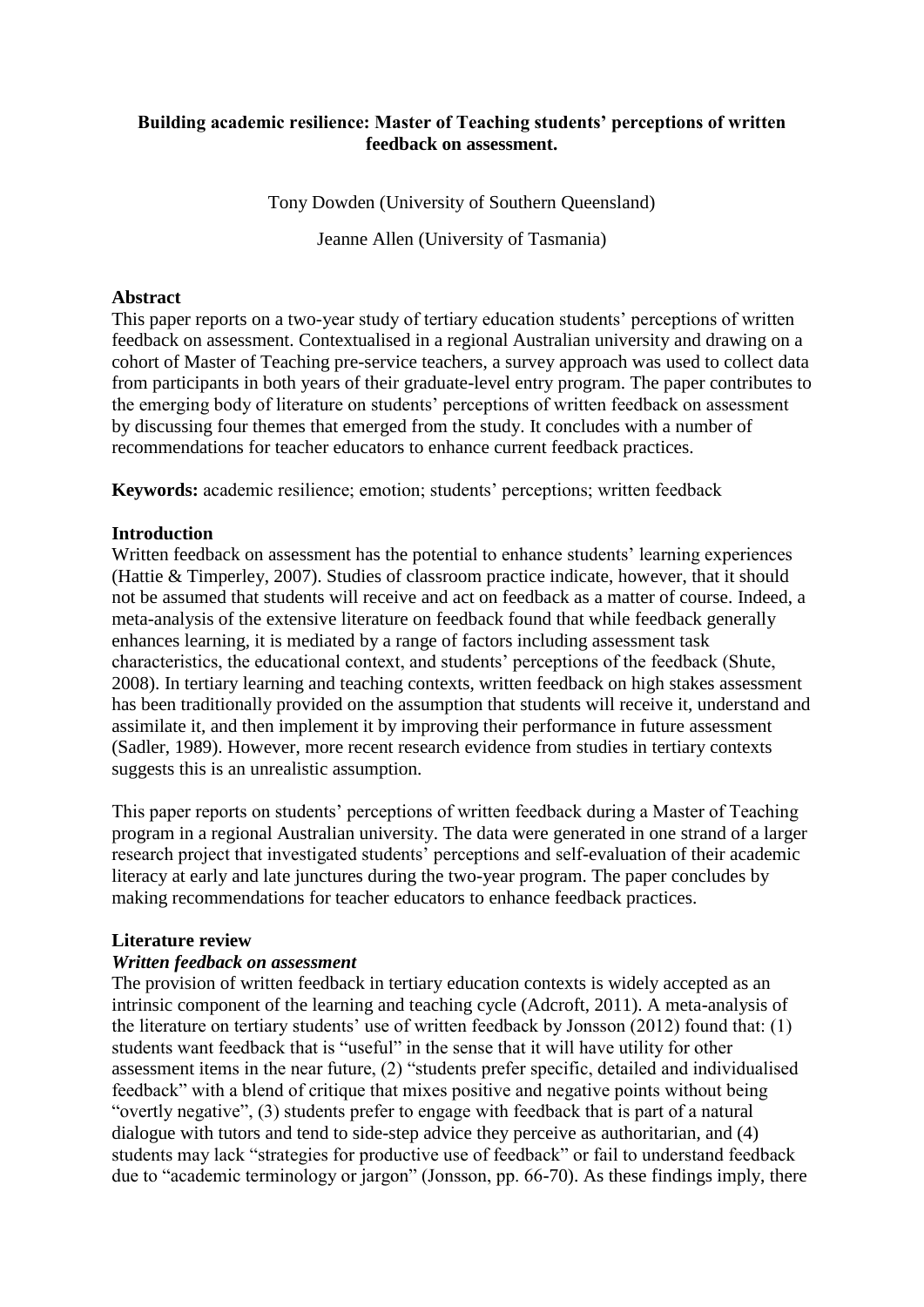**Building academic resilience: Master of Teaching students' perceptions of written feedback on assessment.**

Tony Dowden (University of Southern Queensland)

Jeanne Allen (University of Tasmania)

## Abstract

This paper reports on a two-year study of tertiary education students' perceptions of written feedback on assessment. Contextualised in a regional Australian university and drawing on a cohort of Master of Teaching pre-service teachers, a survey approach was used to collect data from participants in both years of their graduate-level entry program. The paper contributes to the emerging body of literature on students' perceptions of written feedback on assessment by discussing four themes that emerged from the study. It concludes with a number of recommendations for teacher educators to enhance current feedback practices.

**Keywords:** academic resilience; emotion; students' perceptions; written feedback

## Introduction

Written feedback on assessment has the potential to enhance students' learning experiences (Hattie & Timperley, 2007). Studies of classroom practice indicate, however, that it should not be assumed that students will receive and act on feedback as a matter of course. Indeed, a meta-analysis of the extensive literature on feedback found that while feedback generally enhances learning, it is mediated by a range of factors including assessment task characteristics, the educational context, and students' perceptions of the feedback (Shute, 2008). In tertiary learning and teaching contexts, written feedback on high stakes assessment has been traditionally provided on the assumption that students will receive it, understand and assimilate it, and then implement it by improving their performance in future assessment (Sadler, 1989). However, more recent research evidence from studies in tertiary contexts suggests this is an unrealistic assumption.

This paper reports on students' perceptions of written feedback during a Master of Teaching program in a regional Australian university. The data were generated in one strand of a larger research project that investigated students' perceptions and self-evaluation of their academic literacy at early and late junctures during the two-year program. The paper concludes by making recommendations for teacher educators to enhance feedback practices.

## Literature review

### *Written feedback on assessment*

The provision of written feedback in tertiary education contexts is widely accepted as an intrinsic component of the learning and teaching cycle (Adcroft, 2011). A meta-analysis of the literature on tertiary students' use of written feedback by Jonsson (2012) found that: (1) students want feedback that is "useful" in the sense that it will have utility for other assessment items in the near future, (2) "students prefer specific, detailed and individualised feedback" with a blend of critique that mixes positive and negative points without being "overtly negative", (3) students prefer to engage with feedback that is part of a natural dialogue with tutors and tend to side-step advice they perceive as authoritarian, and (4) students may lack "strategies for productive use of feedback" or fail to understand feedback due to "academic terminology or jargon" (Jonsson, pp. 66-70). As these findings imply, there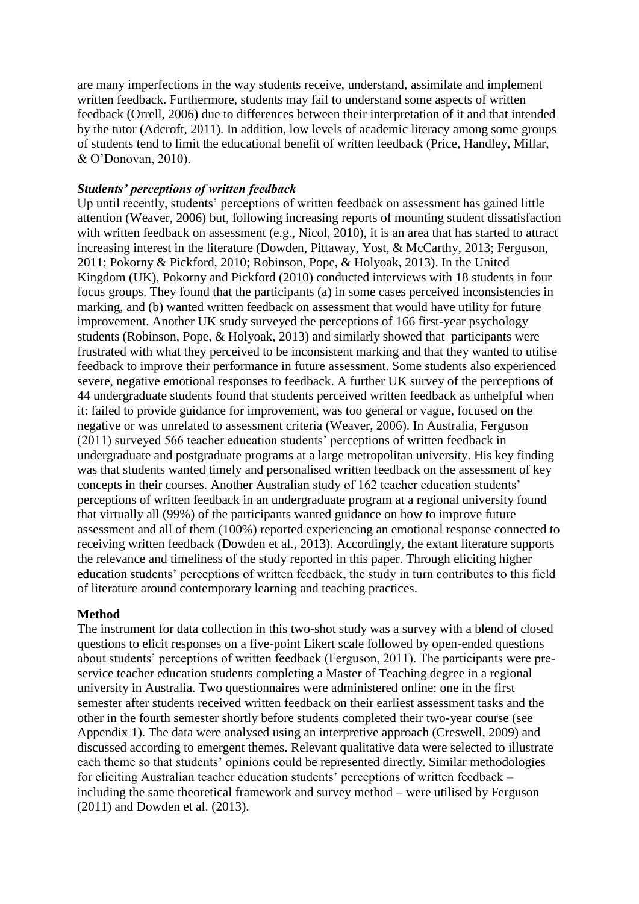are many imperfections in the way students receive, understand, assimilate and implement written feedback. Furthermore, students may fail to understand some aspects of written feedback (Orrell, 2006) due to differences between their interpretation of it and that intended by the tutor (Adcroft, 2011). In addition, low levels of academic literacy among some groups of students tend to limit the educational benefit of written feedback (Price, Handley, Millar, & O'Donovan, 2010).

### *Students' perceptions of written feedback*

Up until recently, students' perceptions of written feedback on assessment has gained little attention (Weaver, 2006) but, following increasing reports of mounting student dissatisfaction with written feedback on assessment (e.g., Nicol, 2010), it is an area that has started to attract increasing interest in the literature (Dowden, Pittaway, Yost, & McCarthy, 2013; Ferguson, 2011; Pokorny & Pickford, 2010; Robinson, Pope, & Holyoak, 2013). In the United Kingdom (UK), Pokorny and Pickford (2010) conducted interviews with 18 students in four focus groups. They found that the participants (a) in some cases perceived inconsistencies in marking, and (b) wanted written feedback on assessment that would have utility for future improvement. Another UK study surveyed the perceptions of 166 first-year psychology students (Robinson, Pope, & Holyoak, 2013) and similarly showed that participants were frustrated with what they perceived to be inconsistent marking and that they wanted to utilise feedback to improve their performance in future assessment. Some students also experienced severe, negative emotional responses to feedback. A further UK survey of the perceptions of 44 undergraduate students found that students perceived written feedback as unhelpful when it: failed to provide guidance for improvement, was too general or vague, focused on the negative or was unrelated to assessment criteria (Weaver, 2006). In Australia, Ferguson (2011) surveyed 566 teacher education students' perceptions of written feedback in undergraduate and postgraduate programs at a large metropolitan university. His key finding was that students wanted timely and personalised written feedback on the assessment of key concepts in their courses. Another Australian study of 162 teacher education students' perceptions of written feedback in an undergraduate program at a regional university found that virtually all (99%) of the participants wanted guidance on how to improve future assessment and all of them (100%) reported experiencing an emotional response connected to receiving written feedback (Dowden et al., 2013). Accordingly, the extant literature supports the relevance and timeliness of the study reported in this paper. Through eliciting higher education students' perceptions of written feedback, the study in turn contributes to this field of literature around contemporary learning and teaching practices.

## Method

The instrument for data collection in this two-shot study was a survey with a blend of closed questions to elicit responses on a five-point Likert scale followed by open-ended questions about students' perceptions of written feedback (Ferguson, 2011). The participants were pre-service teacher education students completing a Master of Teaching degree in a regional university in Australia. Two questionnaires were administered online: one in the first semester after students received written feedback on their earliest assessment tasks and the other in the fourth semester shortly before students completed their two-year course (see Appendix 1). The data were analysed using an interpretive approach (Creswell, 2009) and discussed according to emergent themes. Relevant qualitative data were selected to illustrate each theme so that students' opinions could be represented directly. Similar methodologies for eliciting Australian teacher education students' perceptions of written feedback – including the same theoretical framework and survey method – were utilised by Ferguson (2011) and Dowden et al. (2013).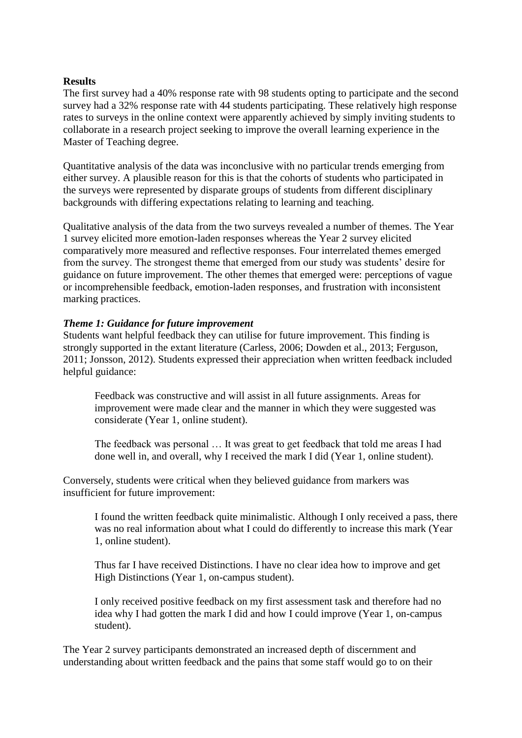## Results

The first survey had a 40% response rate with 98 students opting to participate and the second survey had a 32% response rate with 44 students participating. These relatively high response rates to surveys in the online context were apparently achieved by simply inviting students to collaborate in a research project seeking to improve the overall learning experience in the Master of Teaching degree.

Quantitative analysis of the data was inconclusive with no particular trends emerging from either survey. A plausible reason for this is that the cohorts of students who participated in the surveys were represented by disparate groups of students from different disciplinary backgrounds with differing expectations relating to learning and teaching.

Qualitative analysis of the data from the two surveys revealed a number of themes. The Year 1 survey elicited more emotion-laden responses whereas the Year 2 survey elicited comparatively more measured and reflective responses. Four interrelated themes emerged from the survey. The strongest theme that emerged from our study was students' desire for guidance on future improvement. The other themes that emerged were: perceptions of vague or incomprehensible feedback, emotion-laden responses, and frustration with inconsistent marking practices.

### *Theme 1: Guidance for future improvement*

Students want helpful feedback they can utilise for future improvement. This finding is strongly supported in the extant literature (Carless, 2006; Dowden et al., 2013; Ferguson, 2011; Jonsson, 2012). Students expressed their appreciation when written feedback included helpful guidance:

> Feedback was constructive and will assist in all future assignments. Areas for improvement were made clear and the manner in which they were suggested was considerate (Year 1, online student).

> The feedback was personal … It was great to get feedback that told me areas I had done well in, and overall, why I received the mark I did (Year 1, online student).

Conversely, students were critical when they believed guidance from markers was insufficient for future improvement:

> I found the written feedback quite minimalistic. Although I only received a pass, there was no real information about what I could do differently to increase this mark (Year 1, online student).

> Thus far I have received Distinctions. I have no clear idea how to improve and get High Distinctions (Year 1, on-campus student).

> I only received positive feedback on my first assessment task and therefore had no idea why I had gotten the mark I did and how I could improve (Year 1, on-campus student).

The Year 2 survey participants demonstrated an increased depth of discernment and understanding about written feedback and the pains that some staff would go to on their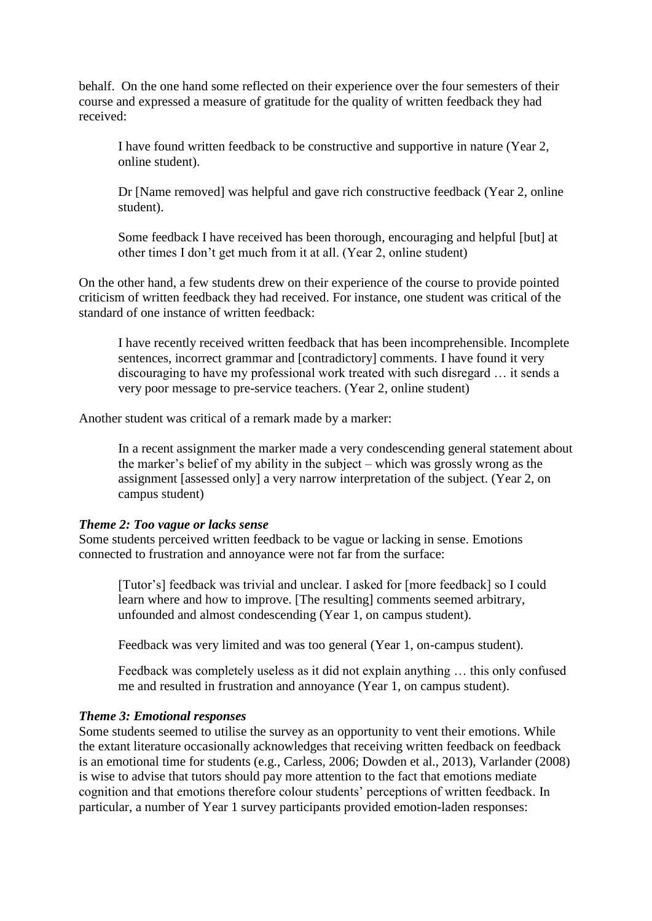behalf. On the one hand some reflected on their experience over the four semesters of their course and expressed a measure of gratitude for the quality of written feedback they had received:

> I have found written feedback to be constructive and supportive in nature (Year 2, online student).
>
> Dr [Name removed] was helpful and gave rich constructive feedback (Year 2, online student).
>
> Some feedback I have received has been thorough, encouraging and helpful [but] at other times I don't get much from it at all. (Year 2, online student)

On the other hand, a few students drew on their experience of the course to provide pointed criticism of written feedback they had received. For instance, one student was critical of the standard of one instance of written feedback:

> I have recently received written feedback that has been incomprehensible. Incomplete sentences, incorrect grammar and [contradictory] comments. I have found it very discouraging to have my professional work treated with such disregard … it sends a very poor message to pre-service teachers. (Year 2, online student)

Another student was critical of a remark made by a marker:

> In a recent assignment the marker made a very condescending general statement about the marker's belief of my ability in the subject – which was grossly wrong as the assignment [assessed only] a very narrow interpretation of the subject. (Year 2, on campus student)

***Theme 2: Too vague or lacks sense***

Some students perceived written feedback to be vague or lacking in sense. Emotions connected to frustration and annoyance were not far from the surface:

> [Tutor's] feedback was trivial and unclear. I asked for [more feedback] so I could learn where and how to improve. [The resulting] comments seemed arbitrary, unfounded and almost condescending (Year 1, on campus student).
>
> Feedback was very limited and was too general (Year 1, on-campus student).
>
> Feedback was completely useless as it did not explain anything … this only confused me and resulted in frustration and annoyance (Year 1, on campus student).

***Theme 3: Emotional responses***

Some students seemed to utilise the survey as an opportunity to vent their emotions. While the extant literature occasionally acknowledges that receiving written feedback on feedback is an emotional time for students (e.g., Carless, 2006; Dowden et al., 2013), Varlander (2008) is wise to advise that tutors should pay more attention to the fact that emotions mediate cognition and that emotions therefore colour students' perceptions of written feedback. In particular, a number of Year 1 survey participants provided emotion-laden responses: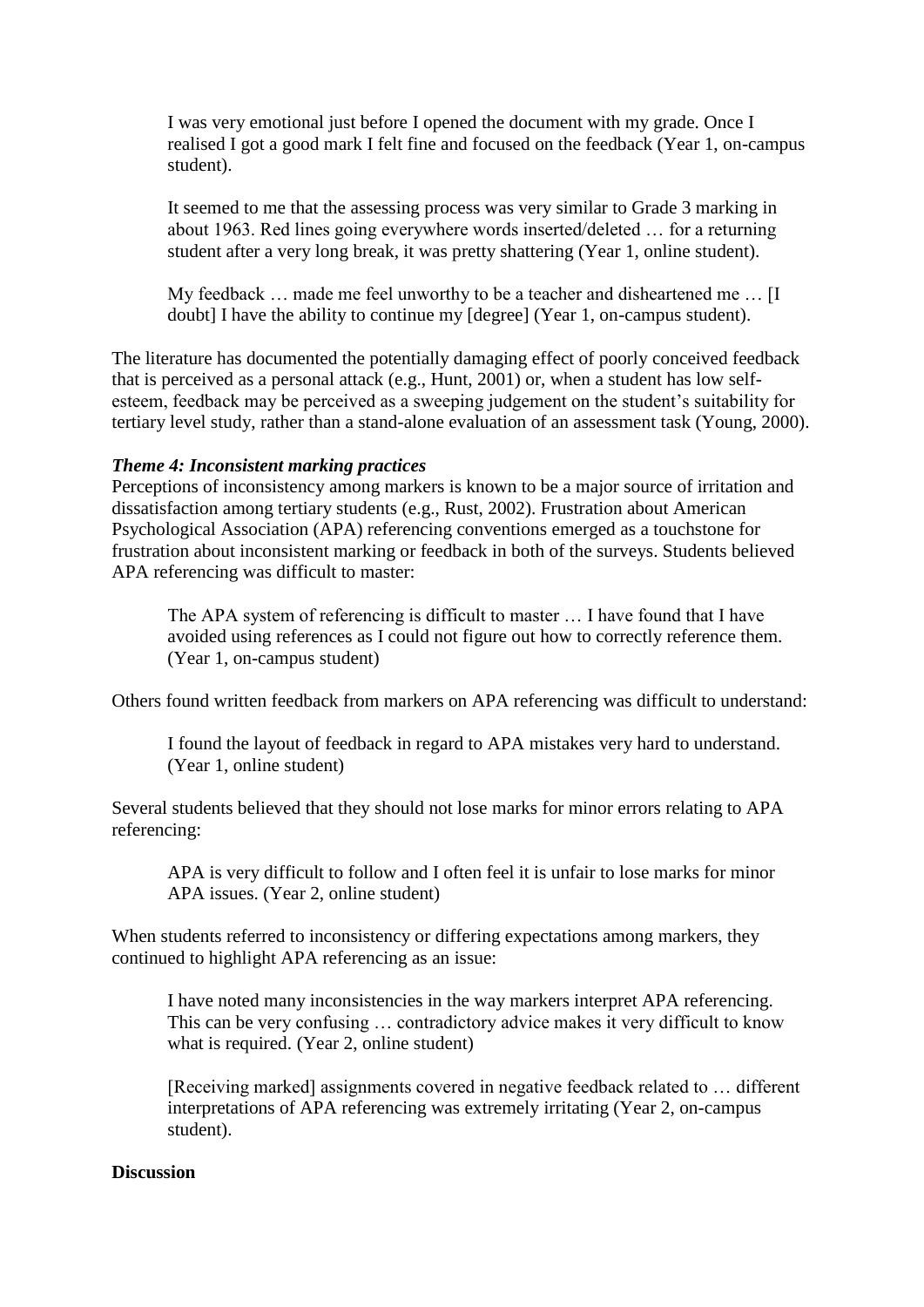> I was very emotional just before I opened the document with my grade. Once I realised I got a good mark I felt fine and focused on the feedback (Year 1, on-campus student).

> It seemed to me that the assessing process was very similar to Grade 3 marking in about 1963. Red lines going everywhere words inserted/deleted … for a returning student after a very long break, it was pretty shattering (Year 1, online student).

> My feedback … made me feel unworthy to be a teacher and disheartened me … [I doubt] I have the ability to continue my [degree] (Year 1, on-campus student).

The literature has documented the potentially damaging effect of poorly conceived feedback that is perceived as a personal attack (e.g., Hunt, 2001) or, when a student has low self-esteem, feedback may be perceived as a sweeping judgement on the student's suitability for tertiary level study, rather than a stand-alone evaluation of an assessment task (Young, 2000).

***Theme 4: Inconsistent marking practices***

Perceptions of inconsistency among markers is known to be a major source of irritation and dissatisfaction among tertiary students (e.g., Rust, 2002). Frustration about American Psychological Association (APA) referencing conventions emerged as a touchstone for frustration about inconsistent marking or feedback in both of the surveys. Students believed APA referencing was difficult to master:

> The APA system of referencing is difficult to master … I have found that I have avoided using references as I could not figure out how to correctly reference them. (Year 1, on-campus student)

Others found written feedback from markers on APA referencing was difficult to understand:

> I found the layout of feedback in regard to APA mistakes very hard to understand. (Year 1, online student)

Several students believed that they should not lose marks for minor errors relating to APA referencing:

> APA is very difficult to follow and I often feel it is unfair to lose marks for minor APA issues. (Year 2, online student)

When students referred to inconsistency or differing expectations among markers, they continued to highlight APA referencing as an issue:

> I have noted many inconsistencies in the way markers interpret APA referencing. This can be very confusing … contradictory advice makes it very difficult to know what is required. (Year 2, online student)

> [Receiving marked] assignments covered in negative feedback related to … different interpretations of APA referencing was extremely irritating (Year 2, on-campus student).

**Discussion**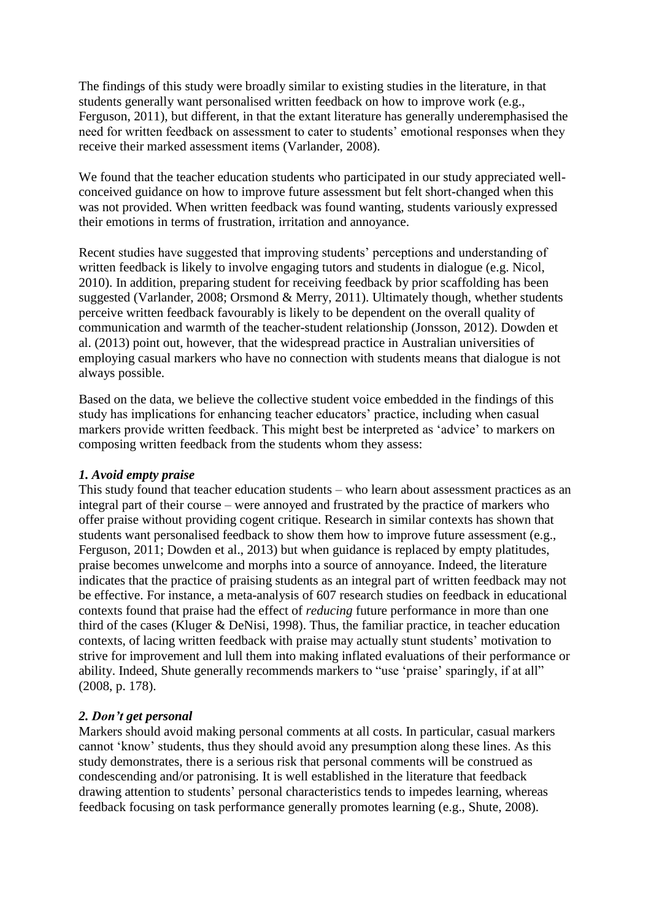The findings of this study were broadly similar to existing studies in the literature, in that students generally want personalised written feedback on how to improve work (e.g., Ferguson, 2011), but different, in that the extant literature has generally underemphasised the need for written feedback on assessment to cater to students' emotional responses when they receive their marked assessment items (Varlander, 2008).

We found that the teacher education students who participated in our study appreciated well-conceived guidance on how to improve future assessment but felt short-changed when this was not provided. When written feedback was found wanting, students variously expressed their emotions in terms of frustration, irritation and annoyance.

Recent studies have suggested that improving students' perceptions and understanding of written feedback is likely to involve engaging tutors and students in dialogue (e.g. Nicol, 2010). In addition, preparing student for receiving feedback by prior scaffolding has been suggested (Varlander, 2008; Orsmond & Merry, 2011). Ultimately though, whether students perceive written feedback favourably is likely to be dependent on the overall quality of communication and warmth of the teacher-student relationship (Jonsson, 2012). Dowden et al. (2013) point out, however, that the widespread practice in Australian universities of employing casual markers who have no connection with students means that dialogue is not always possible.

Based on the data, we believe the collective student voice embedded in the findings of this study has implications for enhancing teacher educators' practice, including when casual markers provide written feedback. This might best be interpreted as 'advice' to markers on composing written feedback from the students whom they assess:

### *1. Avoid empty praise*

This study found that teacher education students – who learn about assessment practices as an integral part of their course – were annoyed and frustrated by the practice of markers who offer praise without providing cogent critique. Research in similar contexts has shown that students want personalised feedback to show them how to improve future assessment (e.g., Ferguson, 2011; Dowden et al., 2013) but when guidance is replaced by empty platitudes, praise becomes unwelcome and morphs into a source of annoyance. Indeed, the literature indicates that the practice of praising students as an integral part of written feedback may not be effective. For instance, a meta-analysis of 607 research studies on feedback in educational contexts found that praise had the effect of *reducing* future performance in more than one third of the cases (Kluger & DeNisi, 1998). Thus, the familiar practice, in teacher education contexts, of lacing written feedback with praise may actually stunt students' motivation to strive for improvement and lull them into making inflated evaluations of their performance or ability. Indeed, Shute generally recommends markers to "use 'praise' sparingly, if at all" (2008, p. 178).

### *2. Don't get personal*

Markers should avoid making personal comments at all costs. In particular, casual markers cannot 'know' students, thus they should avoid any presumption along these lines. As this study demonstrates, there is a serious risk that personal comments will be construed as condescending and/or patronising. It is well established in the literature that feedback drawing attention to students' personal characteristics tends to impedes learning, whereas feedback focusing on task performance generally promotes learning (e.g., Shute, 2008).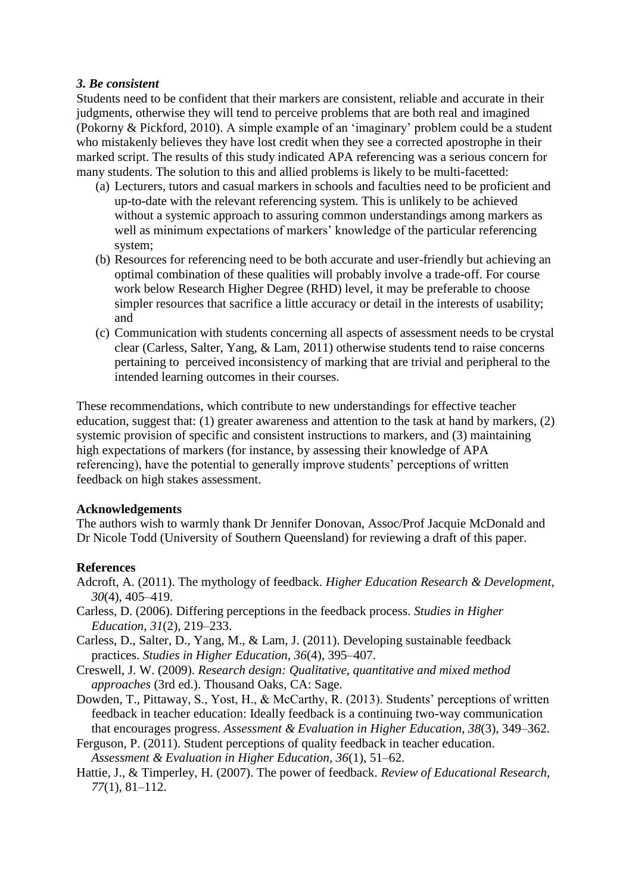### *3. Be consistent*

Students need to be confident that their markers are consistent, reliable and accurate in their judgments, otherwise they will tend to perceive problems that are both real and imagined (Pokorny & Pickford, 2010). A simple example of an 'imaginary' problem could be a student who mistakenly believes they have lost credit when they see a corrected apostrophe in their marked script. The results of this study indicated APA referencing was a serious concern for many students. The solution to this and allied problems is likely to be multi-facetted:

(a) Lecturers, tutors and casual markers in schools and faculties need to be proficient and up-to-date with the relevant referencing system. This is unlikely to be achieved without a systemic approach to assuring common understandings among markers as well as minimum expectations of markers' knowledge of the particular referencing system;

(b) Resources for referencing need to be both accurate and user-friendly but achieving an optimal combination of these qualities will probably involve a trade-off. For course work below Research Higher Degree (RHD) level, it may be preferable to choose simpler resources that sacrifice a little accuracy or detail in the interests of usability; and

(c) Communication with students concerning all aspects of assessment needs to be crystal clear (Carless, Salter, Yang, & Lam, 2011) otherwise students tend to raise concerns pertaining to perceived inconsistency of marking that are trivial and peripheral to the intended learning outcomes in their courses.

These recommendations, which contribute to new understandings for effective teacher education, suggest that: (1) greater awareness and attention to the task at hand by markers, (2) systemic provision of specific and consistent instructions to markers, and (3) maintaining high expectations of markers (for instance, by assessing their knowledge of APA referencing), have the potential to generally improve students' perceptions of written feedback on high stakes assessment.

**Acknowledgements**

The authors wish to warmly thank Dr Jennifer Donovan, Assoc/Prof Jacquie McDonald and Dr Nicole Todd (University of Southern Queensland) for reviewing a draft of this paper.

**References**

Adcroft, A. (2011). The mythology of feedback. *Higher Education Research & Development, 30*(4), 405–419.

Carless, D. (2006). Differing perceptions in the feedback process. *Studies in Higher Education, 31*(2), 219–233.

Carless, D., Salter, D., Yang, M., & Lam, J. (2011). Developing sustainable feedback practices. *Studies in Higher Education, 36*(4), 395–407.

Creswell, J. W. (2009). *Research design: Qualitative, quantitative and mixed method approaches* (3rd ed.). Thousand Oaks, CA: Sage.

Dowden, T., Pittaway, S., Yost, H., & McCarthy, R. (2013). Students' perceptions of written feedback in teacher education: Ideally feedback is a continuing two-way communication that encourages progress. *Assessment & Evaluation in Higher Education, 38*(3), 349–362.

Ferguson, P. (2011). Student perceptions of quality feedback in teacher education. *Assessment & Evaluation in Higher Education, 36*(1), 51–62.

Hattie, J., & Timperley, H. (2007). The power of feedback. *Review of Educational Research, 77*(1), 81–112.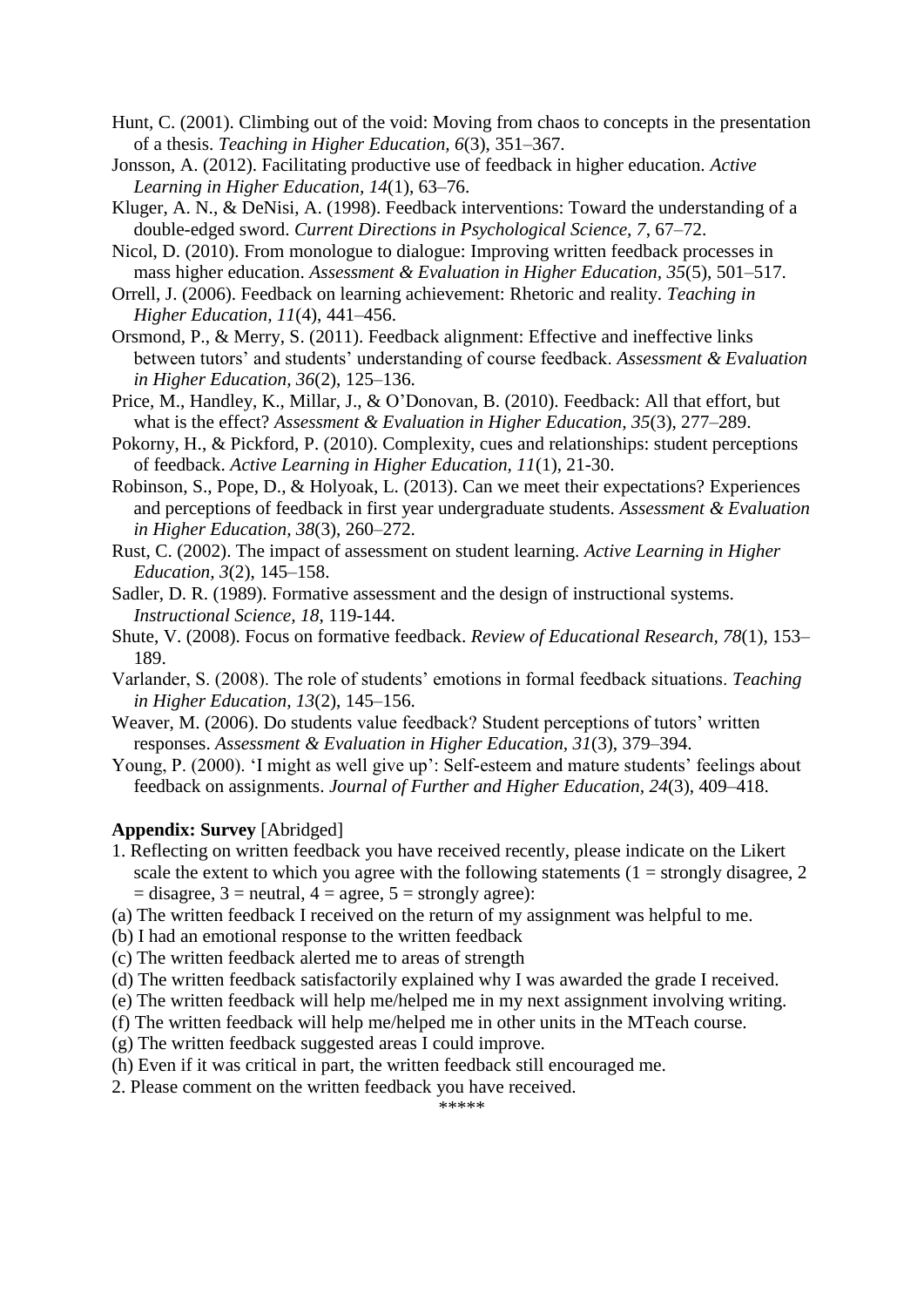Hunt, C. (2001). Climbing out of the void: Moving from chaos to concepts in the presentation of a thesis. *Teaching in Higher Education, 6*(3), 351–367.

Jonsson, A. (2012). Facilitating productive use of feedback in higher education. *Active Learning in Higher Education, 14*(1), 63–76.

Kluger, A. N., & DeNisi, A. (1998). Feedback interventions: Toward the understanding of a double-edged sword. *Current Directions in Psychological Science, 7*, 67–72.

Nicol, D. (2010). From monologue to dialogue: Improving written feedback processes in mass higher education. *Assessment & Evaluation in Higher Education, 35*(5), 501–517.

Orrell, J. (2006). Feedback on learning achievement: Rhetoric and reality. *Teaching in Higher Education, 11*(4), 441–456.

Orsmond, P., & Merry, S. (2011). Feedback alignment: Effective and ineffective links between tutors' and students' understanding of course feedback. *Assessment & Evaluation in Higher Education, 36*(2), 125–136.

Price, M., Handley, K., Millar, J., & O'Donovan, B. (2010). Feedback: All that effort, but what is the effect? *Assessment & Evaluation in Higher Education, 35*(3), 277–289.

Pokorny, H., & Pickford, P. (2010). Complexity, cues and relationships: student perceptions of feedback. *Active Learning in Higher Education, 11*(1), 21-30.

Robinson, S., Pope, D., & Holyoak, L. (2013). Can we meet their expectations? Experiences and perceptions of feedback in first year undergraduate students. *Assessment & Evaluation in Higher Education, 38*(3), 260–272.

Rust, C. (2002). The impact of assessment on student learning. *Active Learning in Higher Education, 3*(2), 145–158.

Sadler, D. R. (1989). Formative assessment and the design of instructional systems. *Instructional Science, 18*, 119-144.

Shute, V. (2008). Focus on formative feedback. *Review of Educational Research, 78*(1), 153–189.

Varlander, S. (2008). The role of students' emotions in formal feedback situations. *Teaching in Higher Education, 13*(2), 145–156.

Weaver, M. (2006). Do students value feedback? Student perceptions of tutors' written responses. *Assessment & Evaluation in Higher Education, 31*(3), 379–394.

Young, P. (2000). 'I might as well give up': Self-esteem and mature students' feelings about feedback on assignments. *Journal of Further and Higher Education, 24*(3), 409–418.

**Appendix: Survey** [Abridged]

1. Reflecting on written feedback you have received recently, please indicate on the Likert scale the extent to which you agree with the following statements (1 = strongly disagree, 2 = disagree, 3 = neutral, 4 = agree, 5 = strongly agree):

(a) The written feedback I received on the return of my assignment was helpful to me.

(b) I had an emotional response to the written feedback

(c) The written feedback alerted me to areas of strength

(d) The written feedback satisfactorily explained why I was awarded the grade I received.

(e) The written feedback will help me/helped me in my next assignment involving writing.

(f) The written feedback will help me/helped me in other units in the MTeach course.

(g) The written feedback suggested areas I could improve.

(h) Even if it was critical in part, the written feedback still encouraged me.

2. Please comment on the written feedback you have received.

*****